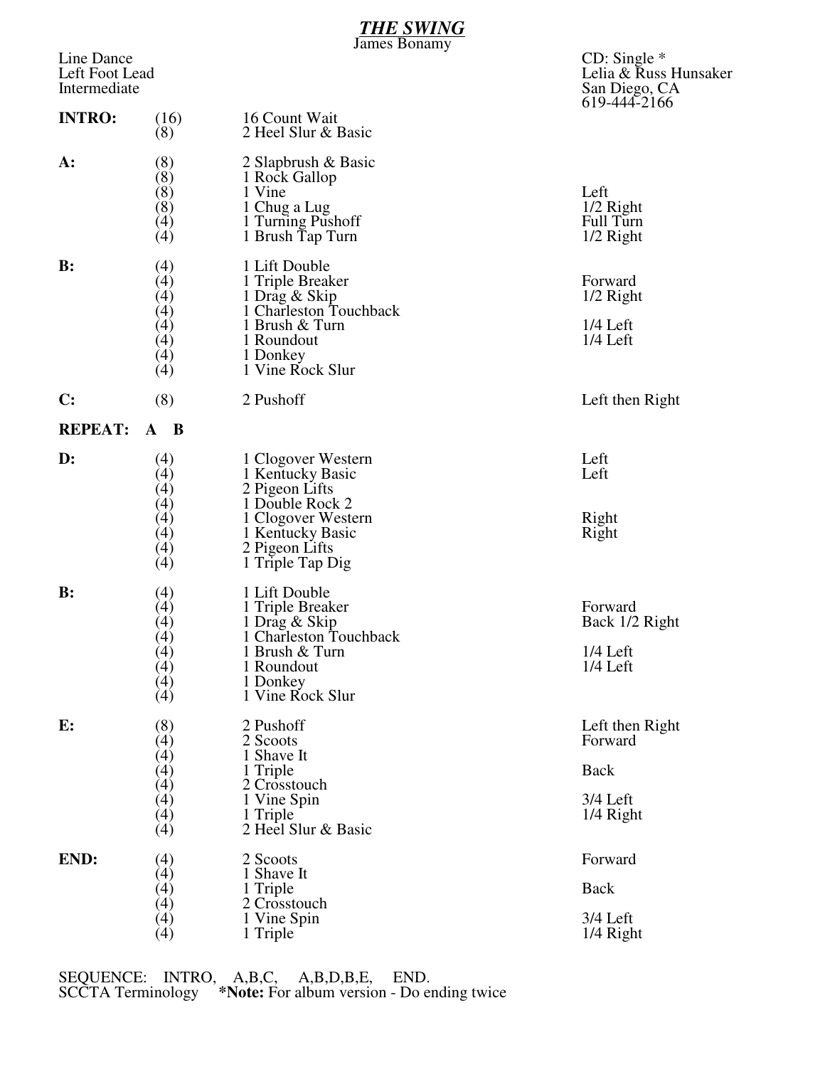# ***THE SWING***

James Bonamy

Line Dance
Left Foot Lead
Intermediate

CD: Single *
Lelia & Russ Hunsaker
San Diego, CA
619-444-2166

| | | | |
|---|---|---|---|
| **INTRO:** | (16) | 16 Count Wait | |
| | (8) | 2 Heel Slur & Basic | |
| **A:** | (8) | 2 Slapbrush & Basic | |
| | (8) | 1 Rock Gallop | |
| | (8) | 1 Vine | Left |
| | (8) | 1 Chug a Lug | 1/2 Right |
| | (4) | 1 Turning Pushoff | Full Turn |
| | (4) | 1 Brush Tap Turn | 1/2 Right |
| **B:** | (4) | 1 Lift Double | |
| | (4) | 1 Triple Breaker | Forward |
| | (4) | 1 Drag & Skip | 1/2 Right |
| | (4) | 1 Charleston Touchback | |
| | (4) | 1 Brush & Turn | 1/4 Left |
| | (4) | 1 Roundout | 1/4 Left |
| | (4) | 1 Donkey | |
| | (4) | 1 Vine Rock Slur | |
| **C:** | (8) | 2 Pushoff | Left then Right |
| **REPEAT:** | **A B** | | |
| **D:** | (4) | 1 Clogover Western | Left |
| | (4) | 1 Kentucky Basic | Left |
| | (4) | 2 Pigeon Lifts | |
| | (4) | 1 Double Rock 2 | |
| | (4) | 1 Clogover Western | Right |
| | (4) | 1 Kentucky Basic | Right |
| | (4) | 2 Pigeon Lifts | |
| | (4) | 1 Triple Tap Dig | |
| **B:** | (4) | 1 Lift Double | |
| | (4) | 1 Triple Breaker | Forward |
| | (4) | 1 Drag & Skip | Back 1/2 Right |
| | (4) | 1 Charleston Touchback | |
| | (4) | 1 Brush & Turn | 1/4 Left |
| | (4) | 1 Roundout | 1/4 Left |
| | (4) | 1 Donkey | |
| | (4) | 1 Vine Rock Slur | |
| **E:** | (8) | 2 Pushoff | Left then Right |
| | (4) | 2 Scoots | Forward |
| | (4) | 1 Shave It | |
| | (4) | 1 Triple | Back |
| | (4) | 2 Crosstouch | |
| | (4) | 1 Vine Spin | 3/4 Left |
| | (4) | 1 Triple | 1/4 Right |
| | (4) | 2 Heel Slur & Basic | |
| **END:** | (4) | 2 Scoots | Forward |
| | (4) | 1 Shave It | |
| | (4) | 1 Triple | Back |
| | (4) | 2 Crosstouch | |
| | (4) | 1 Vine Spin | 3/4 Left |
| | (4) | 1 Triple | 1/4 Right |

SEQUENCE: INTRO, A,B,C, A,B,D,B,E, END.
SCCTA Terminology **\*Note:** For album version - Do ending twice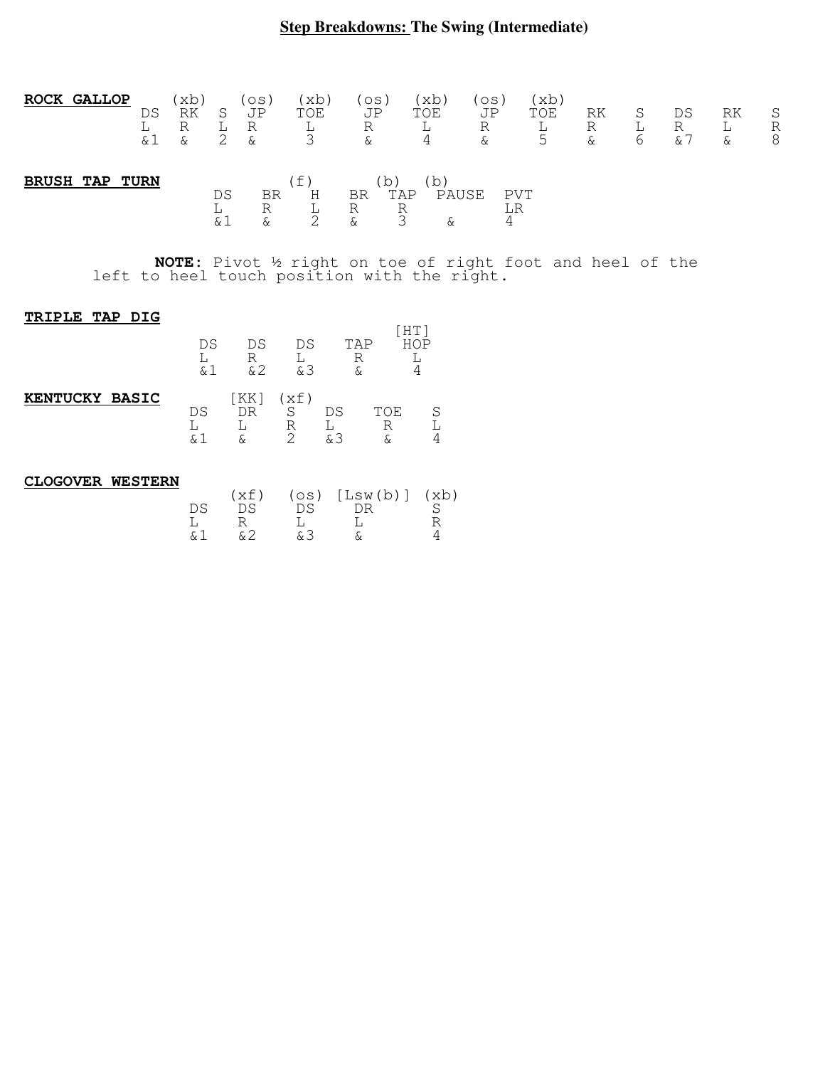## **Step Breakdowns:** The Swing (Intermediate)

**ROCK GALLOP**

| | | | | | | | | | | | | | | |
|---|---|---|---|---|---|---|---|---|---|---|---|---|---|---|
| | (xb) | | (os) | (xb) | (os) | (xb) | (os) | (xb) | | | | | |
| DS | RK | S | JP | TOE | JP | TOE | JP | TOE | RK | S | DS | RK | S |
| L | R | L | R | L | R | L | R | L | R | L | R | L | R |
| &1 | & | 2 | & | 3 | & | 4 | & | 5 | & | 6 | &7 | & | 8 |

**BRUSH TAP TURN**

| | | | | | | |
|---|---|---|---|---|---|---|
| | | (f) | | (b) | (b) | |
| DS | BR | H | BR | TAP | PAUSE | PVT |
| L | R | L | R | R | | LR |
| &1 | & | 2 | & | 3 | & | 4 |

**NOTE**: Pivot ½ right on toe of right foot and heel of the left to heel touch position with the right.

**TRIPLE TAP DIG**

| | | | | |
|---|---|---|---|---|
| | | | | [HT] |
| DS | DS | DS | TAP | HOP |
| L | R | L | R | L |
| &1 | &2 | &3 | & | 4 |

**KENTUCKY BASIC**

| | | | | | |
|---|---|---|---|---|---|
| | [KK] | (xf) | | | |
| DS | DR | S | DS | TOE | S |
| L | L | R | L | R | L |
| &1 | & | 2 | &3 | & | 4 |

**CLOGOVER WESTERN**

| | | | | |
|---|---|---|---|---|
| | (xf) | (os) | [Lsw(b)] | (xb) |
| DS | DS | DS | DR | S |
| L | R | L | L | R |
| &1 | &2 | &3 | & | 4 |